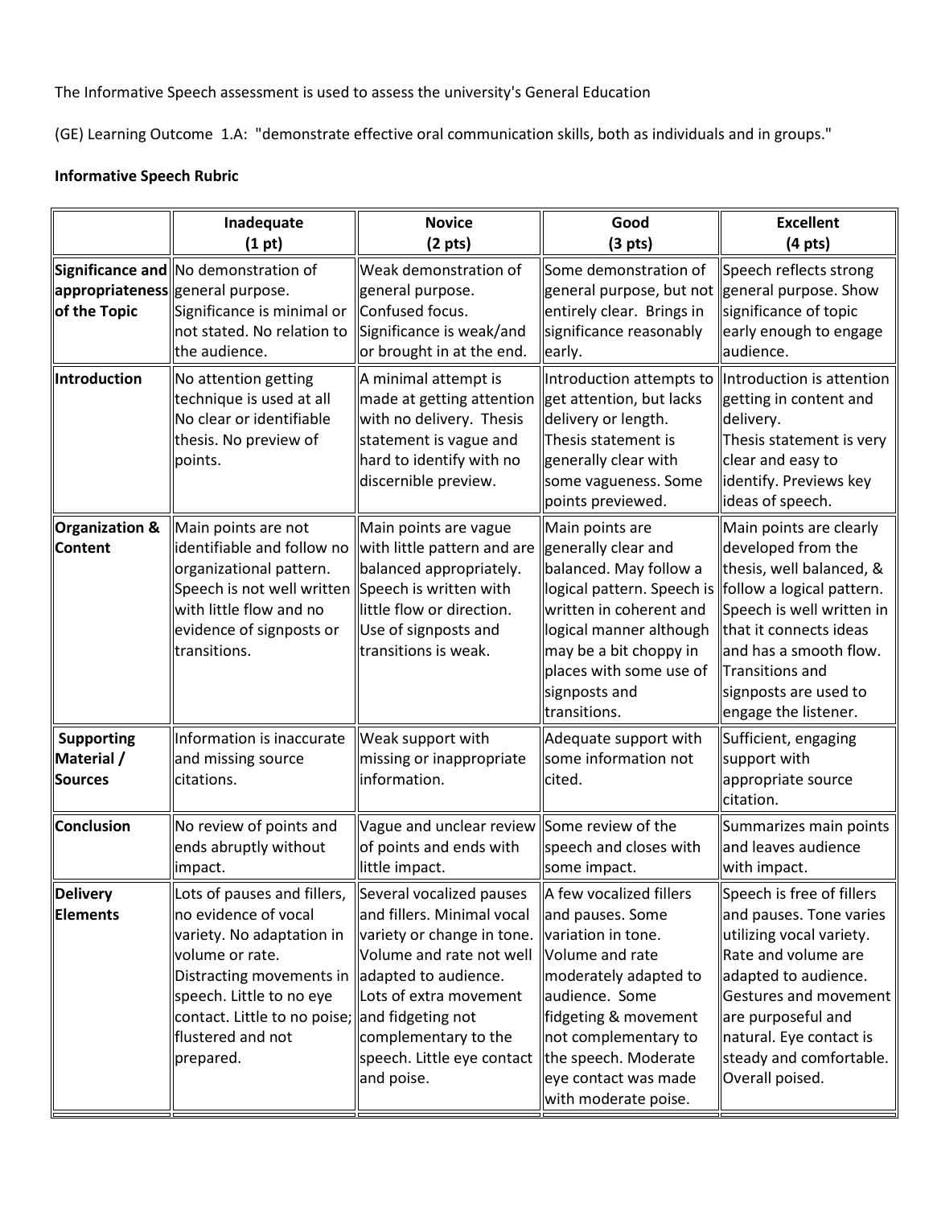The Informative Speech assessment is used to assess the university's General Education

(GE) Learning Outcome 1.A: "demonstrate effective oral communication skills, both as individuals and in groups."

**Informative Speech Rubric**

| | **Inadequate (1 pt)** | **Novice (2 pts)** | **Good (3 pts)** | **Excellent (4 pts)** |
|---|---|---|---|---|
| **Significance and appropriateness of the Topic** | No demonstration of general purpose. Significance is minimal or not stated. No relation to the audience. | Weak demonstration of general purpose. Confused focus. Significance is weak/and or brought in at the end. | Some demonstration of general purpose, but not entirely clear. Brings in significance reasonably early. | Speech reflects strong general purpose. Show significance of topic early enough to engage audience. |
| **Introduction** | No attention getting technique is used at all No clear or identifiable thesis. No preview of points. | A minimal attempt is made at getting attention with no delivery. Thesis statement is vague and hard to identify with no discernible preview. | Introduction attempts to get attention, but lacks delivery or length. Thesis statement is generally clear with some vagueness. Some points previewed. | Introduction is attention getting in content and delivery. Thesis statement is very clear and easy to identify. Previews key ideas of speech. |
| **Organization & Content** | Main points are not identifiable and follow no organizational pattern. Speech is not well written with little flow and no evidence of signposts or transitions. | Main points are vague with little pattern and are balanced appropriately. Speech is written with little flow or direction. Use of signposts and transitions is weak. | Main points are generally clear and balanced. May follow a logical pattern. Speech is written in coherent and logical manner although may be a bit choppy in places with some use of signposts and transitions. | Main points are clearly developed from the thesis, well balanced, & follow a logical pattern. Speech is well written in that it connects ideas and has a smooth flow. Transitions and signposts are used to engage the listener. |
| **Supporting Material / Sources** | Information is inaccurate and missing source citations. | Weak support with missing or inappropriate information. | Adequate support with some information not cited. | Sufficient, engaging support with appropriate source citation. |
| **Conclusion** | No review of points and ends abruptly without impact. | Vague and unclear review of points and ends with little impact. | Some review of the speech and closes with some impact. | Summarizes main points and leaves audience with impact. |
| **Delivery Elements** | Lots of pauses and fillers, no evidence of vocal variety. No adaptation in volume or rate. Distracting movements in speech. Little to no eye contact. Little to no poise; flustered and not prepared. | Several vocalized pauses and fillers. Minimal vocal variety or change in tone. Volume and rate not well adapted to audience. Lots of extra movement and fidgeting not complementary to the speech. Little eye contact and poise. | A few vocalized fillers and pauses. Some variation in tone. Volume and rate moderately adapted to audience. Some fidgeting & movement not complementary to the speech. Moderate eye contact was made with moderate poise. | Speech is free of fillers and pauses. Tone varies utilizing vocal variety. Rate and volume are adapted to audience. Gestures and movement are purposeful and natural. Eye contact is steady and comfortable. Overall poised. |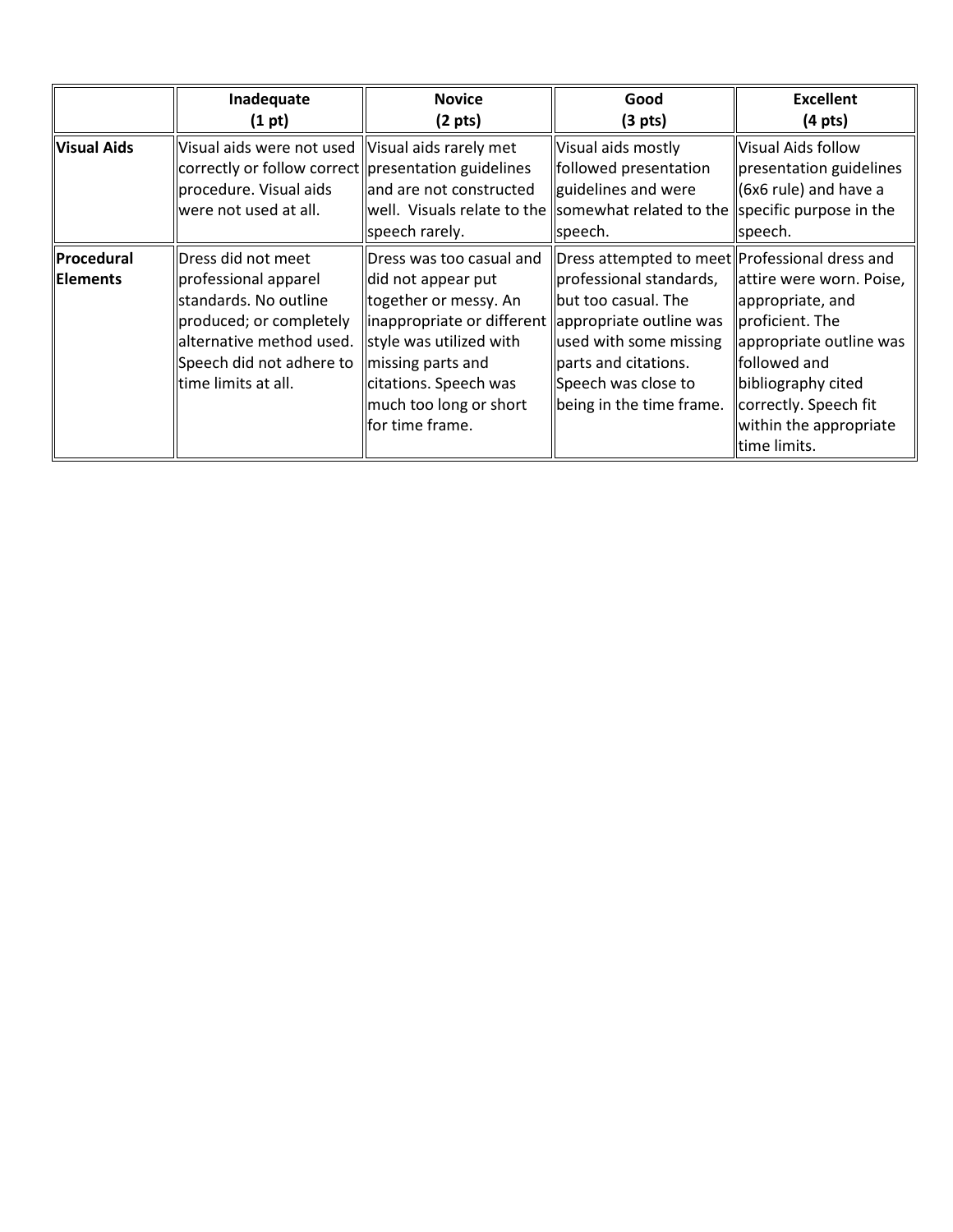| | Inadequate (1 pt) | Novice (2 pts) | Good (3 pts) | Excellent (4 pts) |
|---|---|---|---|---|
| **Visual Aids** | Visual aids were not used correctly or follow correct procedure. Visual aids were not used at all. | Visual aids rarely met presentation guidelines and are not constructed well. Visuals relate to the speech rarely. | Visual aids mostly followed presentation guidelines and were somewhat related to the speech. | Visual Aids follow presentation guidelines (6x6 rule) and have a specific purpose in the speech. |
| **Procedural Elements** | Dress did not meet professional apparel standards. No outline produced; or completely alternative method used. Speech did not adhere to time limits at all. | Dress was too casual and did not appear put together or messy. An inappropriate or different style was utilized with missing parts and citations. Speech was much too long or short for time frame. | Dress attempted to meet professional standards, but too casual. The appropriate outline was used with some missing parts and citations. Speech was close to being in the time frame. | Professional dress and attire were worn. Poise, appropriate, and proficient. The appropriate outline was followed and bibliography cited correctly. Speech fit within the appropriate time limits. |